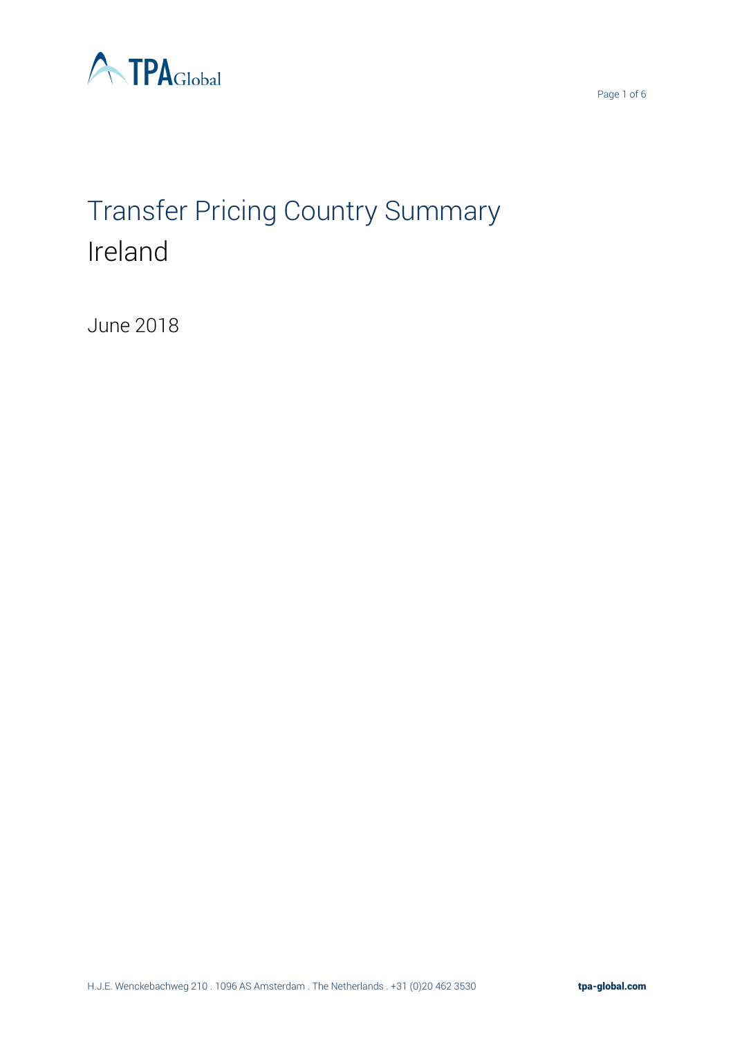# Transfer Pricing Country Summary
## Ireland

June 2018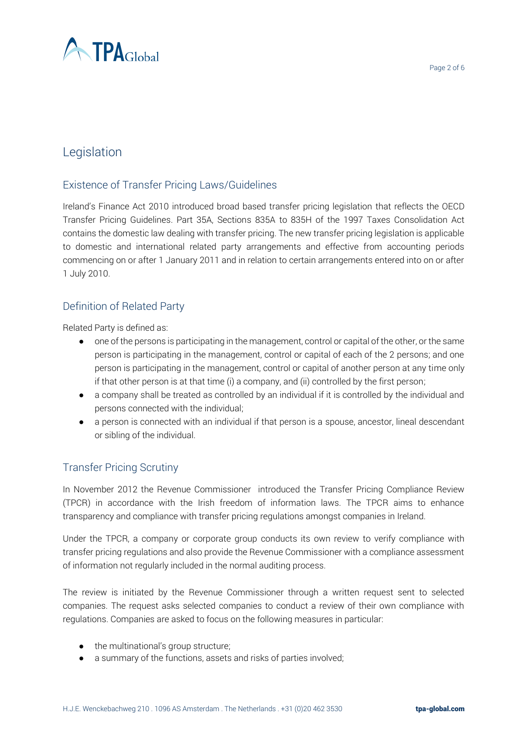# Legislation

## Existence of Transfer Pricing Laws/Guidelines

Ireland's Finance Act 2010 introduced broad based transfer pricing legislation that reflects the OECD Transfer Pricing Guidelines. Part 35A, Sections 835A to 835H of the 1997 Taxes Consolidation Act contains the domestic law dealing with transfer pricing. The new transfer pricing legislation is applicable to domestic and international related party arrangements and effective from accounting periods commencing on or after 1 January 2011 and in relation to certain arrangements entered into on or after 1 July 2010.

## Definition of Related Party

Related Party is defined as:

- one of the persons is participating in the management, control or capital of the other, or the same person is participating in the management, control or capital of each of the 2 persons; and one person is participating in the management, control or capital of another person at any time only if that other person is at that time (i) a company, and (ii) controlled by the first person;
- a company shall be treated as controlled by an individual if it is controlled by the individual and persons connected with the individual;
- a person is connected with an individual if that person is a spouse, ancestor, lineal descendant or sibling of the individual.

## Transfer Pricing Scrutiny

In November 2012 the Revenue Commissioner introduced the Transfer Pricing Compliance Review (TPCR) in accordance with the Irish freedom of information laws. The TPCR aims to enhance transparency and compliance with transfer pricing regulations amongst companies in Ireland.

Under the TPCR, a company or corporate group conducts its own review to verify compliance with transfer pricing regulations and also provide the Revenue Commissioner with a compliance assessment of information not regularly included in the normal auditing process.

The review is initiated by the Revenue Commissioner through a written request sent to selected companies. The request asks selected companies to conduct a review of their own compliance with regulations. Companies are asked to focus on the following measures in particular:

- the multinational's group structure;
- a summary of the functions, assets and risks of parties involved;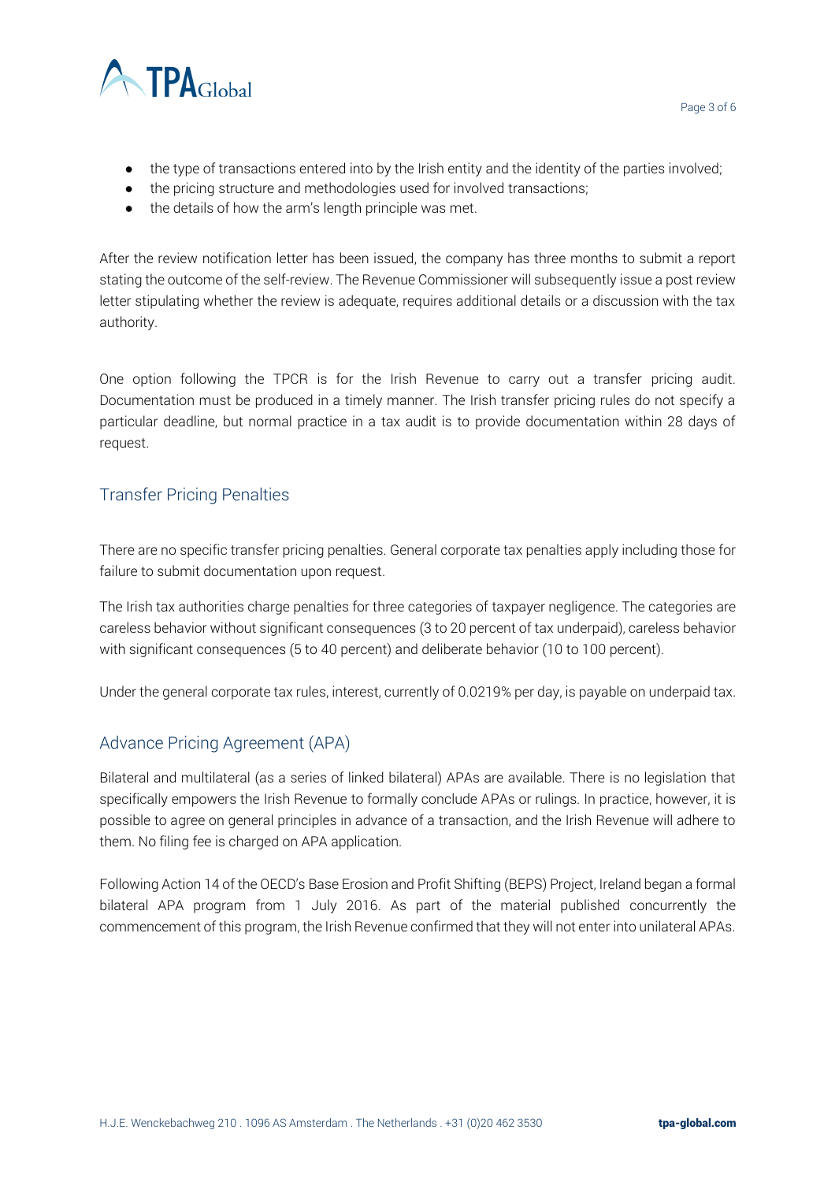- the type of transactions entered into by the Irish entity and the identity of the parties involved;
- the pricing structure and methodologies used for involved transactions;
- the details of how the arm's length principle was met.

After the review notification letter has been issued, the company has three months to submit a report stating the outcome of the self-review. The Revenue Commissioner will subsequently issue a post review letter stipulating whether the review is adequate, requires additional details or a discussion with the tax authority.

One option following the TPCR is for the Irish Revenue to carry out a transfer pricing audit. Documentation must be produced in a timely manner. The Irish transfer pricing rules do not specify a particular deadline, but normal practice in a tax audit is to provide documentation within 28 days of request.

## Transfer Pricing Penalties

There are no specific transfer pricing penalties. General corporate tax penalties apply including those for failure to submit documentation upon request.

The Irish tax authorities charge penalties for three categories of taxpayer negligence. The categories are careless behavior without significant consequences (3 to 20 percent of tax underpaid), careless behavior with significant consequences (5 to 40 percent) and deliberate behavior (10 to 100 percent).

Under the general corporate tax rules, interest, currently of 0.0219% per day, is payable on underpaid tax.

## Advance Pricing Agreement (APA)

Bilateral and multilateral (as a series of linked bilateral) APAs are available. There is no legislation that specifically empowers the Irish Revenue to formally conclude APAs or rulings. In practice, however, it is possible to agree on general principles in advance of a transaction, and the Irish Revenue will adhere to them. No filing fee is charged on APA application.

Following Action 14 of the OECD's Base Erosion and Profit Shifting (BEPS) Project, Ireland began a formal bilateral APA program from 1 July 2016. As part of the material published concurrently the commencement of this program, the Irish Revenue confirmed that they will not enter into unilateral APAs.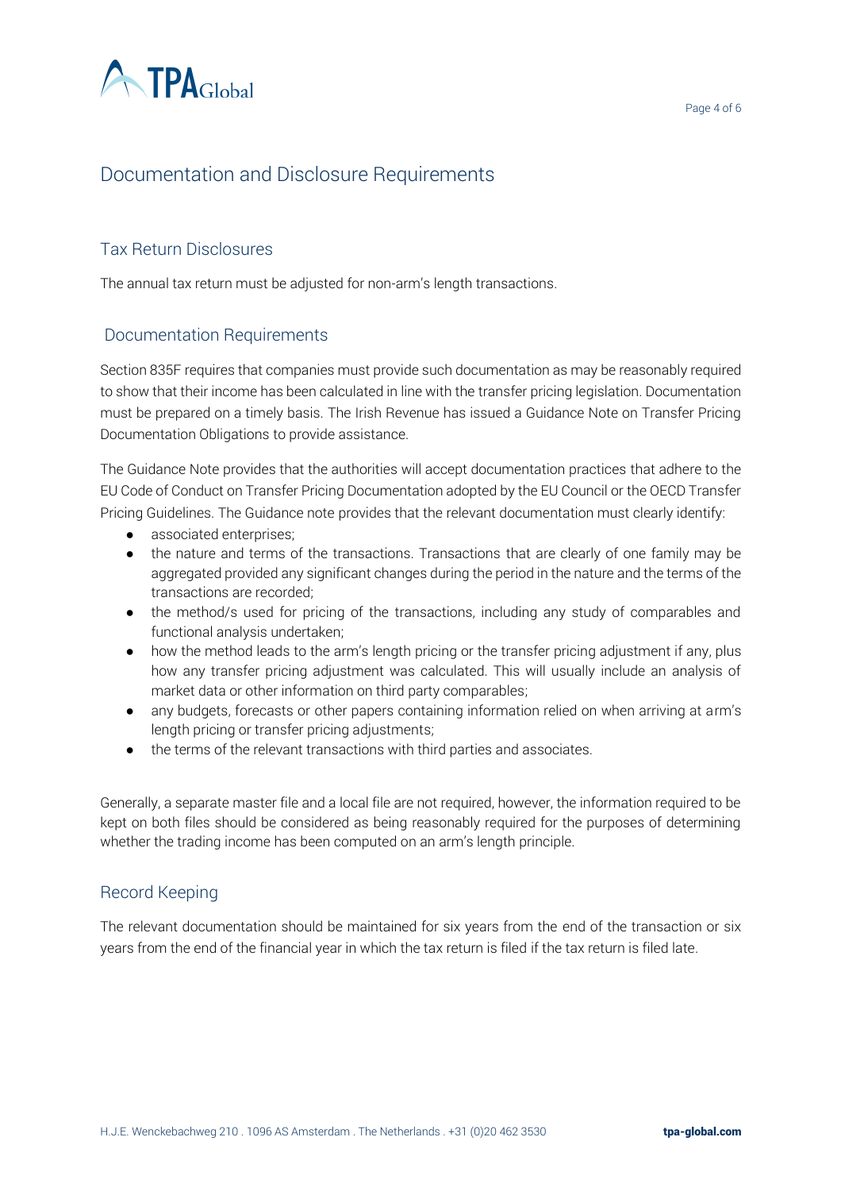# Documentation and Disclosure Requirements

## Tax Return Disclosures

The annual tax return must be adjusted for non-arm's length transactions.

## Documentation Requirements

Section 835F requires that companies must provide such documentation as may be reasonably required to show that their income has been calculated in line with the transfer pricing legislation. Documentation must be prepared on a timely basis. The Irish Revenue has issued a Guidance Note on Transfer Pricing Documentation Obligations to provide assistance.

The Guidance Note provides that the authorities will accept documentation practices that adhere to the EU Code of Conduct on Transfer Pricing Documentation adopted by the EU Council or the OECD Transfer Pricing Guidelines. The Guidance note provides that the relevant documentation must clearly identify:

- associated enterprises;
- the nature and terms of the transactions. Transactions that are clearly of one family may be aggregated provided any significant changes during the period in the nature and the terms of the transactions are recorded;
- the method/s used for pricing of the transactions, including any study of comparables and functional analysis undertaken;
- how the method leads to the arm's length pricing or the transfer pricing adjustment if any, plus how any transfer pricing adjustment was calculated. This will usually include an analysis of market data or other information on third party comparables;
- any budgets, forecasts or other papers containing information relied on when arriving at arm's length pricing or transfer pricing adjustments;
- the terms of the relevant transactions with third parties and associates.

Generally, a separate master file and a local file are not required, however, the information required to be kept on both files should be considered as being reasonably required for the purposes of determining whether the trading income has been computed on an arm's length principle.

## Record Keeping

The relevant documentation should be maintained for six years from the end of the transaction or six years from the end of the financial year in which the tax return is filed if the tax return is filed late.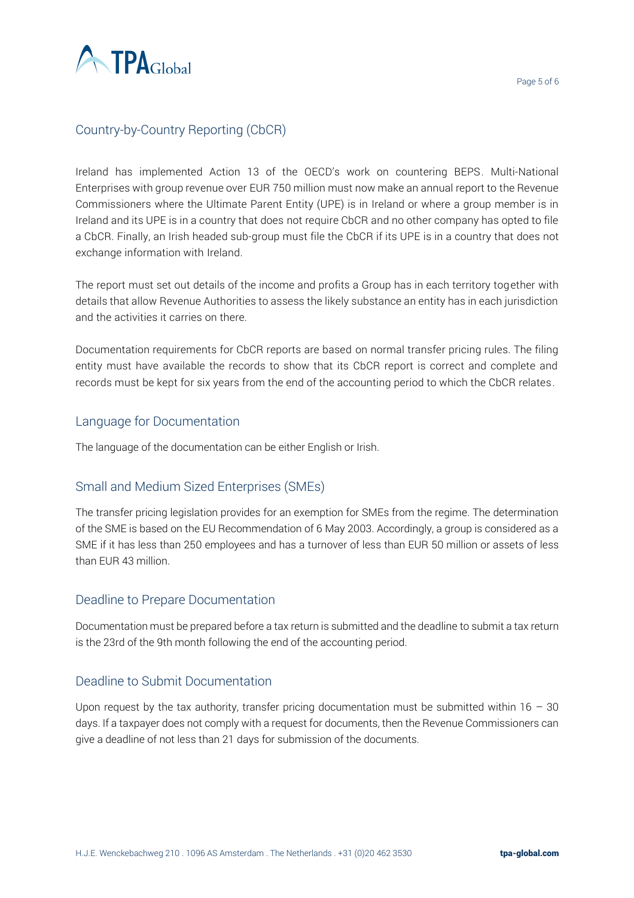## Country-by-Country Reporting (CbCR)

Ireland has implemented Action 13 of the OECD's work on countering BEPS. Multi-National Enterprises with group revenue over EUR 750 million must now make an annual report to the Revenue Commissioners where the Ultimate Parent Entity (UPE) is in Ireland or where a group member is in Ireland and its UPE is in a country that does not require CbCR and no other company has opted to file a CbCR. Finally, an Irish headed sub-group must file the CbCR if its UPE is in a country that does not exchange information with Ireland.

The report must set out details of the income and profits a Group has in each territory together with details that allow Revenue Authorities to assess the likely substance an entity has in each jurisdiction and the activities it carries on there.

Documentation requirements for CbCR reports are based on normal transfer pricing rules. The filing entity must have available the records to show that its CbCR report is correct and complete and records must be kept for six years from the end of the accounting period to which the CbCR relates.

## Language for Documentation

The language of the documentation can be either English or Irish.

## Small and Medium Sized Enterprises (SMEs)

The transfer pricing legislation provides for an exemption for SMEs from the regime. The determination of the SME is based on the EU Recommendation of 6 May 2003. Accordingly, a group is considered as a SME if it has less than 250 employees and has a turnover of less than EUR 50 million or assets of less than EUR 43 million.

## Deadline to Prepare Documentation

Documentation must be prepared before a tax return is submitted and the deadline to submit a tax return is the 23rd of the 9th month following the end of the accounting period.

## Deadline to Submit Documentation

Upon request by the tax authority, transfer pricing documentation must be submitted within 16 – 30 days. If a taxpayer does not comply with a request for documents, then the Revenue Commissioners can give a deadline of not less than 21 days for submission of the documents.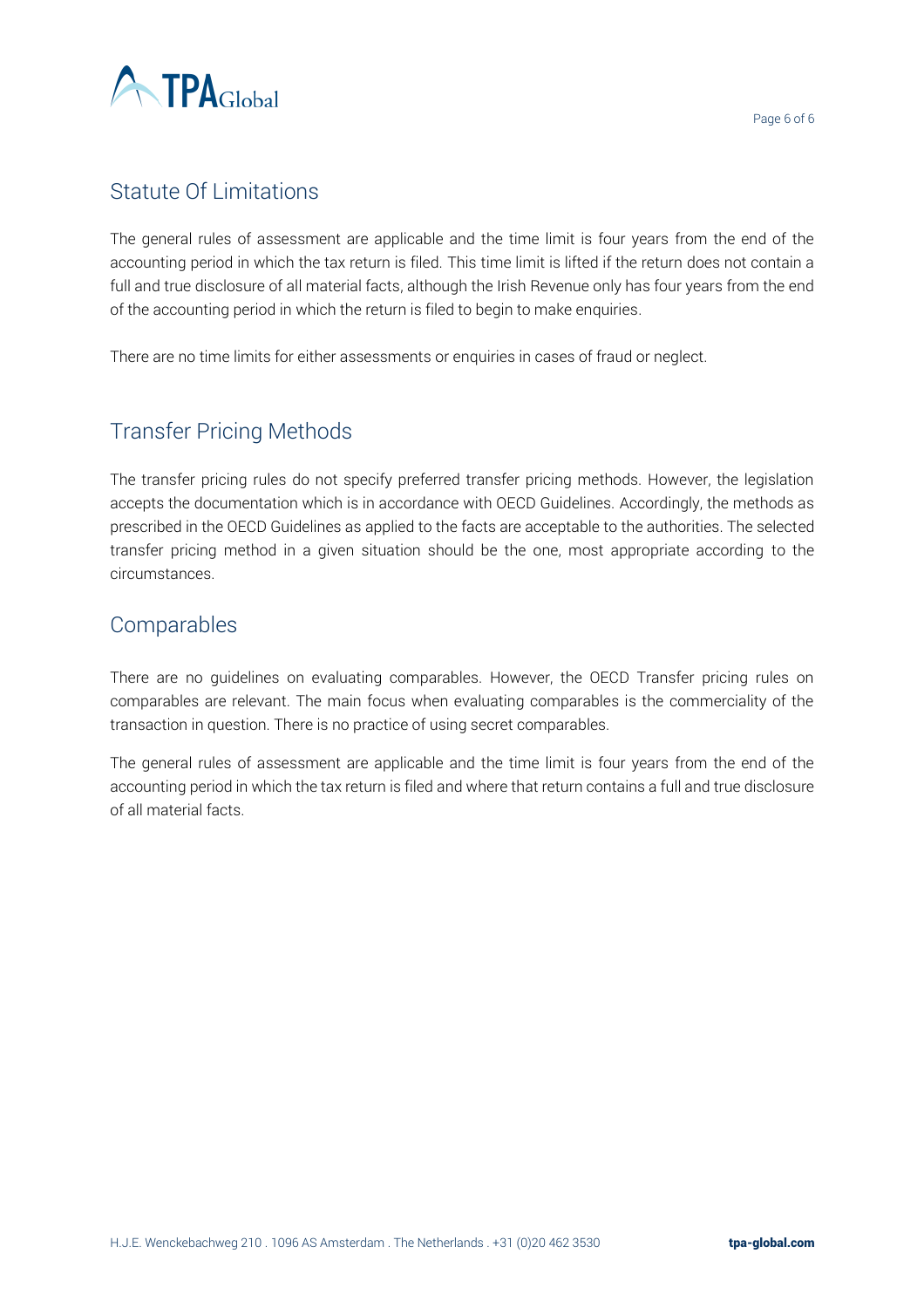## Statute Of Limitations

The general rules of assessment are applicable and the time limit is four years from the end of the accounting period in which the tax return is filed. This time limit is lifted if the return does not contain a full and true disclosure of all material facts, although the Irish Revenue only has four years from the end of the accounting period in which the return is filed to begin to make enquiries.

There are no time limits for either assessments or enquiries in cases of fraud or neglect.

## Transfer Pricing Methods

The transfer pricing rules do not specify preferred transfer pricing methods. However, the legislation accepts the documentation which is in accordance with OECD Guidelines. Accordingly, the methods as prescribed in the OECD Guidelines as applied to the facts are acceptable to the authorities. The selected transfer pricing method in a given situation should be the one, most appropriate according to the circumstances.

## Comparables

There are no guidelines on evaluating comparables. However, the OECD Transfer pricing rules on comparables are relevant. The main focus when evaluating comparables is the commerciality of the transaction in question. There is no practice of using secret comparables.

The general rules of assessment are applicable and the time limit is four years from the end of the accounting period in which the tax return is filed and where that return contains a full and true disclosure of all material facts.